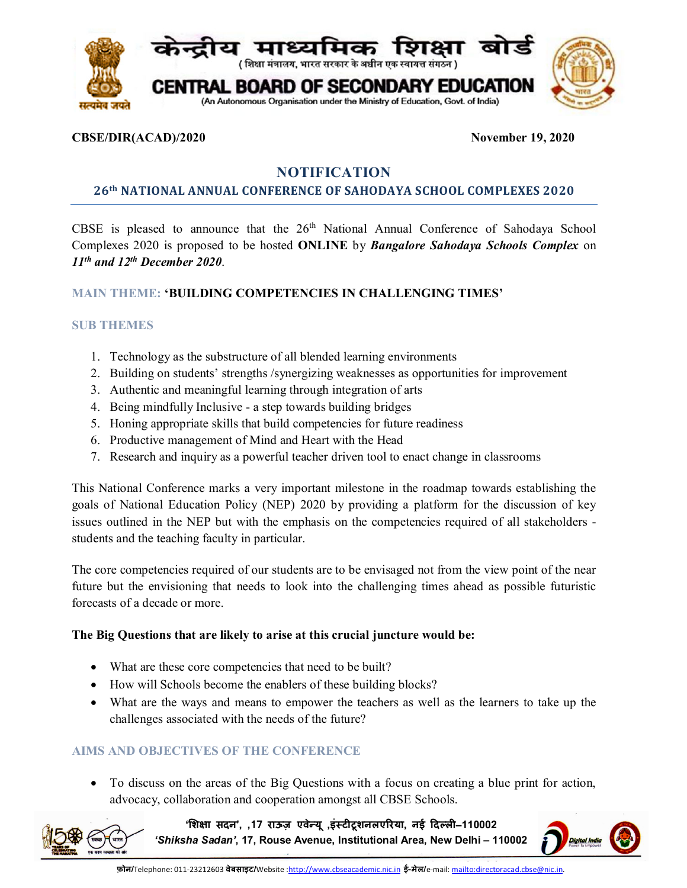केन्द्रीय माध्यमिक शिक्षा बोर्ड

( शिक्षा मंत्रालय, भारत सरकार के अधीन एक स्वायत्त संगठन )

CENTRAL BOARD OF SECONDARY EDUCATION

(An Autonomous Organisation under the Ministry of Education, Govt. of India)

**CBSE/DIR(ACAD)/2020** **November 19, 2020**

# NOTIFICATION

## 26th NATIONAL ANNUAL CONFERENCE OF SAHODAYA SCHOOL COMPLEXES 2020

CBSE is pleased to announce that the 26th National Annual Conference of Sahodaya School Complexes 2020 is proposed to be hosted **ONLINE** by ***Bangalore Sahodaya Schools Complex*** on ***11th and 12th December 2020***.

**MAIN THEME: 'BUILDING COMPETENCIES IN CHALLENGING TIMES'**

**SUB THEMES**

1. Technology as the substructure of all blended learning environments
2. Building on students' strengths /synergizing weaknesses as opportunities for improvement
3. Authentic and meaningful learning through integration of arts
4. Being mindfully Inclusive - a step towards building bridges
5. Honing appropriate skills that build competencies for future readiness
6. Productive management of Mind and Heart with the Head
7. Research and inquiry as a powerful teacher driven tool to enact change in classrooms

This National Conference marks a very important milestone in the roadmap towards establishing the goals of National Education Policy (NEP) 2020 by providing a platform for the discussion of key issues outlined in the NEP but with the emphasis on the competencies required of all stakeholders - students and the teaching faculty in particular.

The core competencies required of our students are to be envisaged not from the view point of the near future but the envisioning that needs to look into the challenging times ahead as possible futuristic forecasts of a decade or more.

**The Big Questions that are likely to arise at this crucial juncture would be:**

- What are these core competencies that need to be built?
- How will Schools become the enablers of these building blocks?
- What are the ways and means to empower the teachers as well as the learners to take up the challenges associated with the needs of the future?

**AIMS AND OBJECTIVES OF THE CONFERENCE**

- To discuss on the areas of the Big Questions with a focus on creating a blue print for action, advocacy, collaboration and cooperation amongst all CBSE Schools.

'शिक्षा सदन', ,17 राऊज़ एवेन्यू ,इंस्टीटूशनलएरिया, नई दिल्ली–110002

*'Shiksha Sadan'*, 17, Rouse Avenue, Institutional Area, New Delhi – 110002

फ़ोन/Telephone: 011-23212603 वेबसाइट/Website :http://www.cbseacademic.nic.in ई-मेल/e-mail: mailto:directoracad.cbse@nic.in.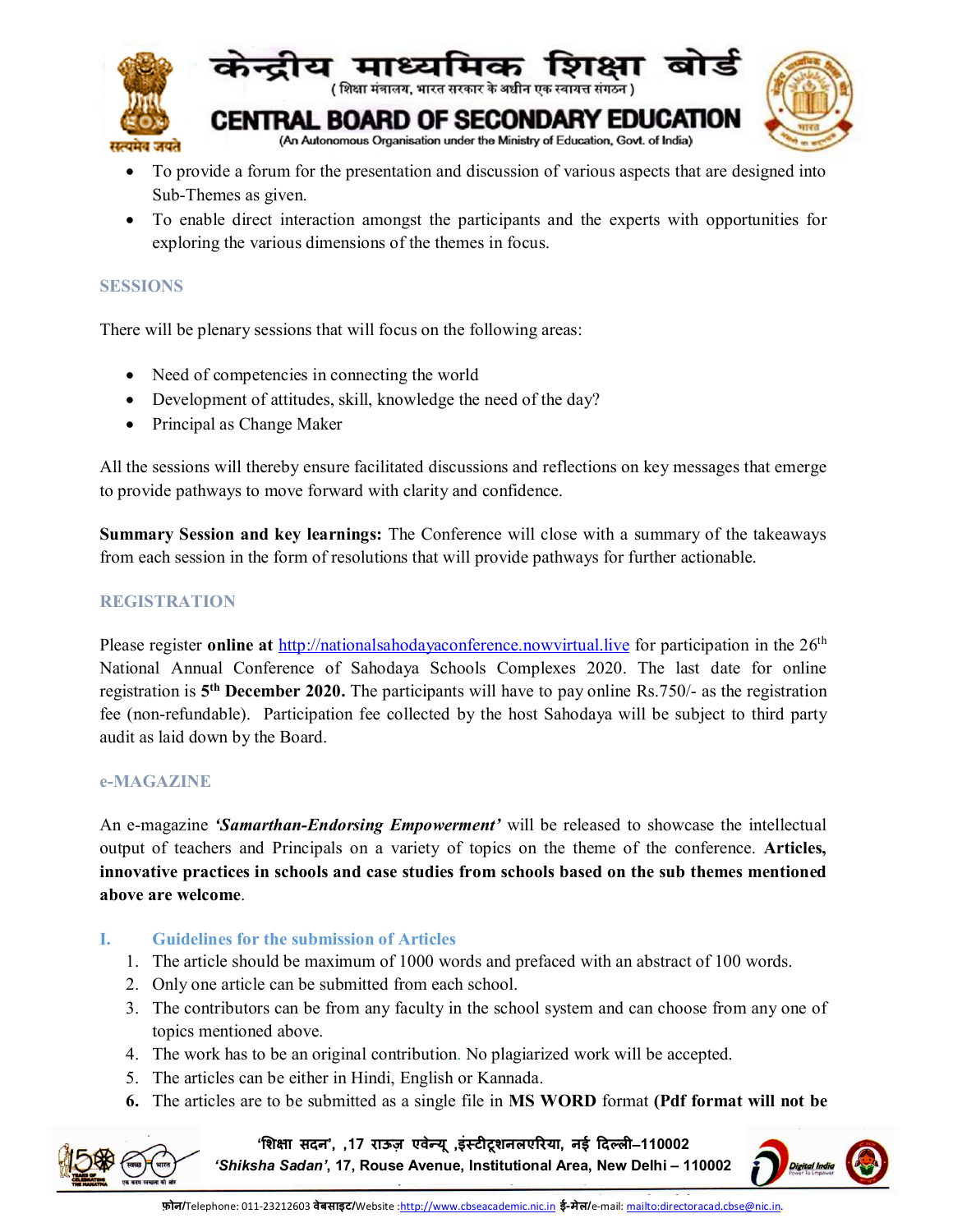- To provide a forum for the presentation and discussion of various aspects that are designed into Sub-Themes as given.
- To enable direct interaction amongst the participants and the experts with opportunities for exploring the various dimensions of the themes in focus.

## SESSIONS

There will be plenary sessions that will focus on the following areas:

- Need of competencies in connecting the world
- Development of attitudes, skill, knowledge the need of the day?
- Principal as Change Maker

All the sessions will thereby ensure facilitated discussions and reflections on key messages that emerge to provide pathways to move forward with clarity and confidence.

**Summary Session and key learnings:** The Conference will close with a summary of the takeaways from each session in the form of resolutions that will provide pathways for further actionable.

## REGISTRATION

Please register **online at** http://nationalsahodayaconference.nowvirtual.live for participation in the 26th National Annual Conference of Sahodaya Schools Complexes 2020. The last date for online registration is **5th December 2020.** The participants will have to pay online Rs.750/- as the registration fee (non-refundable). Participation fee collected by the host Sahodaya will be subject to third party audit as laid down by the Board.

## e-MAGAZINE

An e-magazine ***'Samarthan-Endorsing Empowerment'*** will be released to showcase the intellectual output of teachers and Principals on a variety of topics on the theme of the conference. **Articles, innovative practices in schools and case studies from schools based on the sub themes mentioned above are welcome**.

### I. Guidelines for the submission of Articles

1. The article should be maximum of 1000 words and prefaced with an abstract of 100 words.
2. Only one article can be submitted from each school.
3. The contributors can be from any faculty in the school system and can choose from any one of topics mentioned above.
4. The work has to be an original contribution. No plagiarized work will be accepted.
5. The articles can be either in Hindi, English or Kannada.
6. The articles are to be submitted as a single file in **MS WORD** format **(Pdf format will not be**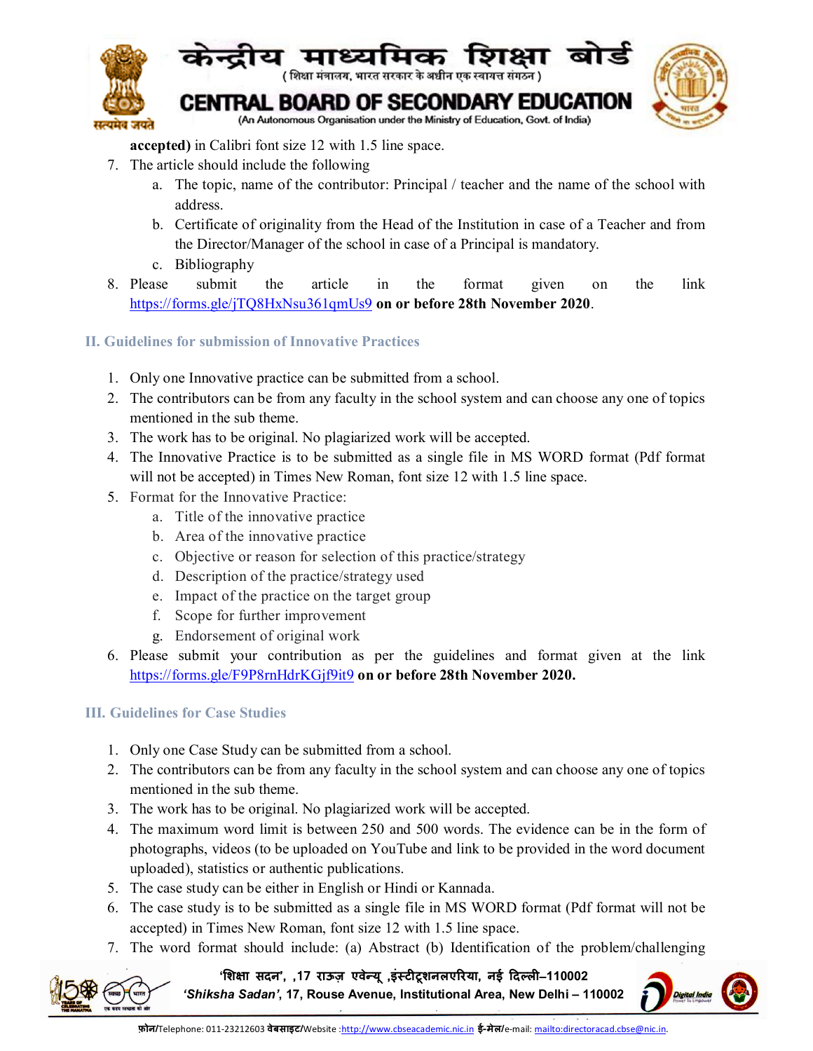accepted) in Calibri font size 12 with 1.5 line space.

7. The article should include the following
   a. The topic, name of the contributor: Principal / teacher and the name of the school with address.
   b. Certificate of originality from the Head of the Institution in case of a Teacher and from the Director/Manager of the school in case of a Principal is mandatory.
   c. Bibliography
8. Please submit the article in the format given on the link https://forms.gle/jTQ8HxNsu361qmUs9 **on or before 28th November 2020**.

### II. Guidelines for submission of Innovative Practices

1. Only one Innovative practice can be submitted from a school.
2. The contributors can be from any faculty in the school system and can choose any one of topics mentioned in the sub theme.
3. The work has to be original. No plagiarized work will be accepted.
4. The Innovative Practice is to be submitted as a single file in MS WORD format (Pdf format will not be accepted) in Times New Roman, font size 12 with 1.5 line space.
5. Format for the Innovative Practice:
   a. Title of the innovative practice
   b. Area of the innovative practice
   c. Objective or reason for selection of this practice/strategy
   d. Description of the practice/strategy used
   e. Impact of the practice on the target group
   f. Scope for further improvement
   g. Endorsement of original work
6. Please submit your contribution as per the guidelines and format given at the link https://forms.gle/F9P8rnHdrKGjf9it9 **on or before 28th November 2020.**

### III. Guidelines for Case Studies

1. Only one Case Study can be submitted from a school.
2. The contributors can be from any faculty in the school system and can choose any one of topics mentioned in the sub theme.
3. The work has to be original. No plagiarized work will be accepted.
4. The maximum word limit is between 250 and 500 words. The evidence can be in the form of photographs, videos (to be uploaded on YouTube and link to be provided in the word document uploaded), statistics or authentic publications.
5. The case study can be either in English or Hindi or Kannada.
6. The case study is to be submitted as a single file in MS WORD format (Pdf format will not be accepted) in Times New Roman, font size 12 with 1.5 line space.
7. The word format should include: (a) Abstract (b) Identification of the problem/challenging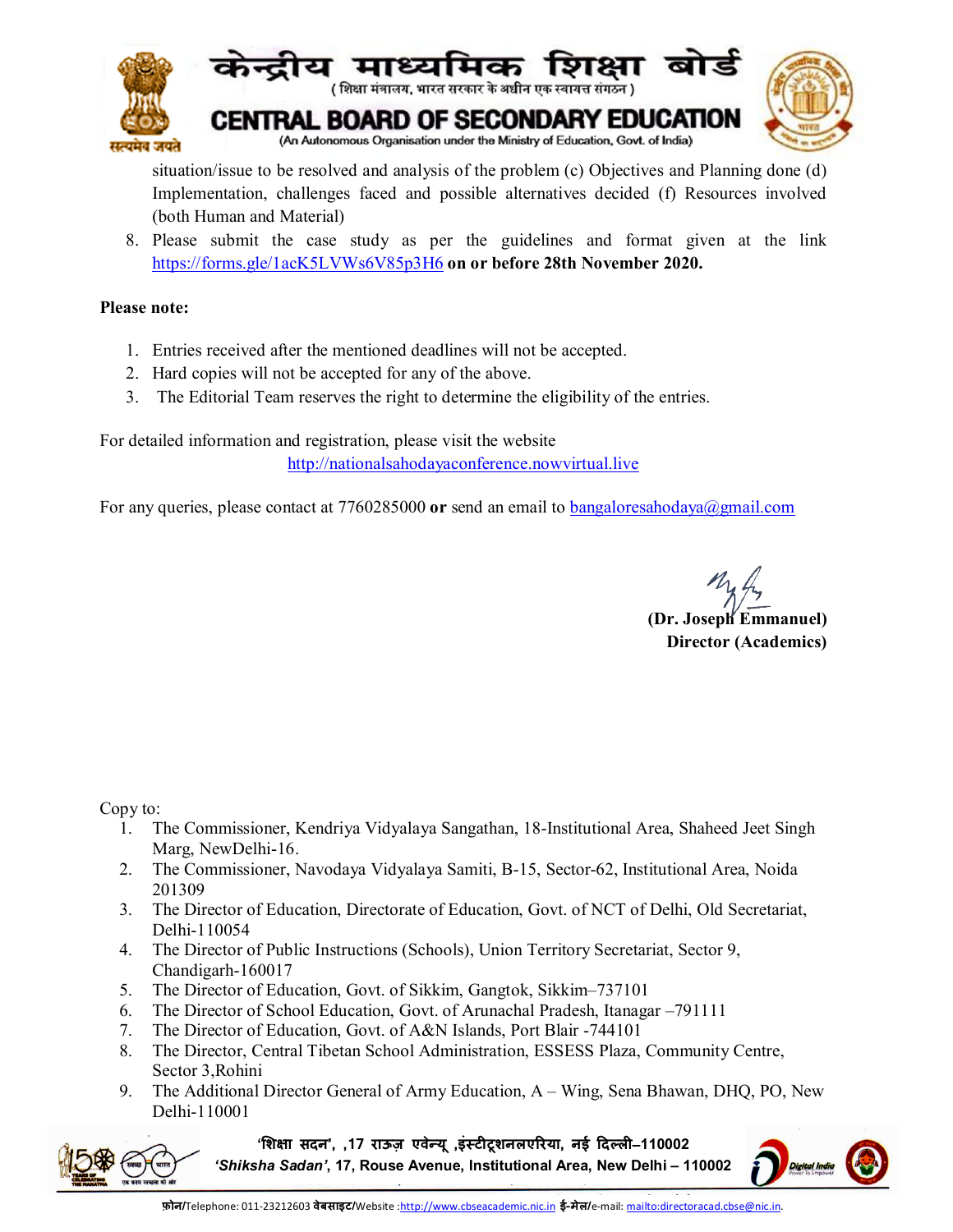situation/issue to be resolved and analysis of the problem (c) Objectives and Planning done (d) Implementation, challenges faced and possible alternatives decided (f) Resources involved (both Human and Material)

8. Please submit the case study as per the guidelines and format given at the link https://forms.gle/1acK5LVWs6V85p3H6 **on or before 28th November 2020.**

**Please note:**

1. Entries received after the mentioned deadlines will not be accepted.
2. Hard copies will not be accepted for any of the above.
3. The Editorial Team reserves the right to determine the eligibility of the entries.

For detailed information and registration, please visit the website http://nationalsahodayaconference.nowvirtual.live

For any queries, please contact at 7760285000 **or** send an email to bangaloresahodaya@gmail.com

**(Dr. Joseph Emmanuel)**
**Director (Academics)**

Copy to:

1. The Commissioner, Kendriya Vidyalaya Sangathan, 18-Institutional Area, Shaheed Jeet Singh Marg, NewDelhi-16.
2. The Commissioner, Navodaya Vidyalaya Samiti, B-15, Sector-62, Institutional Area, Noida 201309
3. The Director of Education, Directorate of Education, Govt. of NCT of Delhi, Old Secretariat, Delhi-110054
4. The Director of Public Instructions (Schools), Union Territory Secretariat, Sector 9, Chandigarh-160017
5. The Director of Education, Govt. of Sikkim, Gangtok, Sikkim–737101
6. The Director of School Education, Govt. of Arunachal Pradesh, Itanagar –791111
7. The Director of Education, Govt. of A&N Islands, Port Blair -744101
8. The Director, Central Tibetan School Administration, ESSESS Plaza, Community Centre, Sector 3,Rohini
9. The Additional Director General of Army Education, A – Wing, Sena Bhawan, DHQ, PO, New Delhi-110001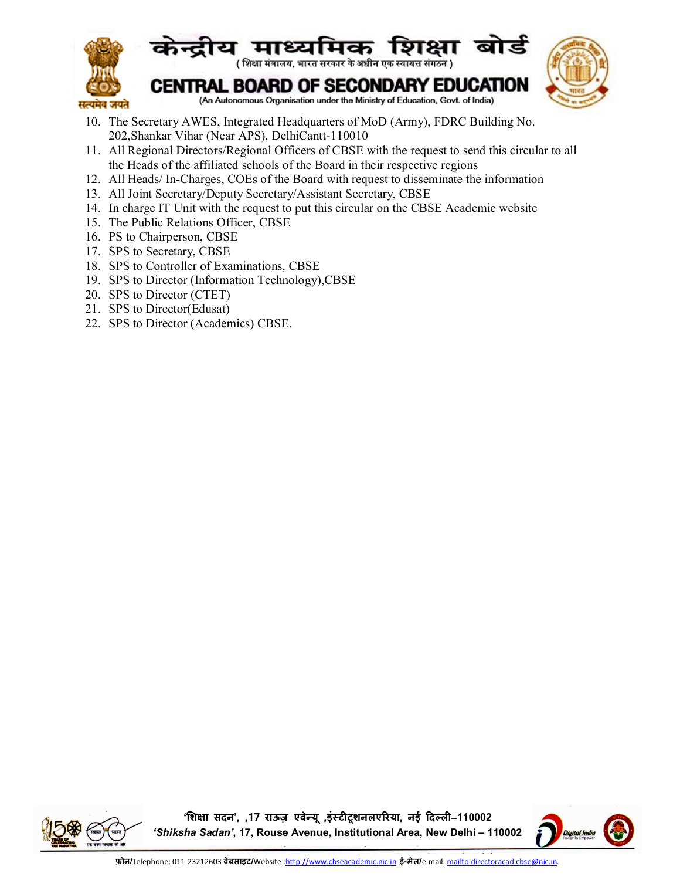10. The Secretary AWES, Integrated Headquarters of MoD (Army), FDRC Building No. 202,Shankar Vihar (Near APS), DelhiCantt-110010
11. All Regional Directors/Regional Officers of CBSE with the request to send this circular to all the Heads of the affiliated schools of the Board in their respective regions
12. All Heads/ In-Charges, COEs of the Board with request to disseminate the information
13. All Joint Secretary/Deputy Secretary/Assistant Secretary, CBSE
14. In charge IT Unit with the request to put this circular on the CBSE Academic website
15. The Public Relations Officer, CBSE
16. PS to Chairperson, CBSE
17. SPS to Secretary, CBSE
18. SPS to Controller of Examinations, CBSE
19. SPS to Director (Information Technology),CBSE
20. SPS to Director (CTET)
21. SPS to Director(Edusat)
22. SPS to Director (Academics) CBSE.